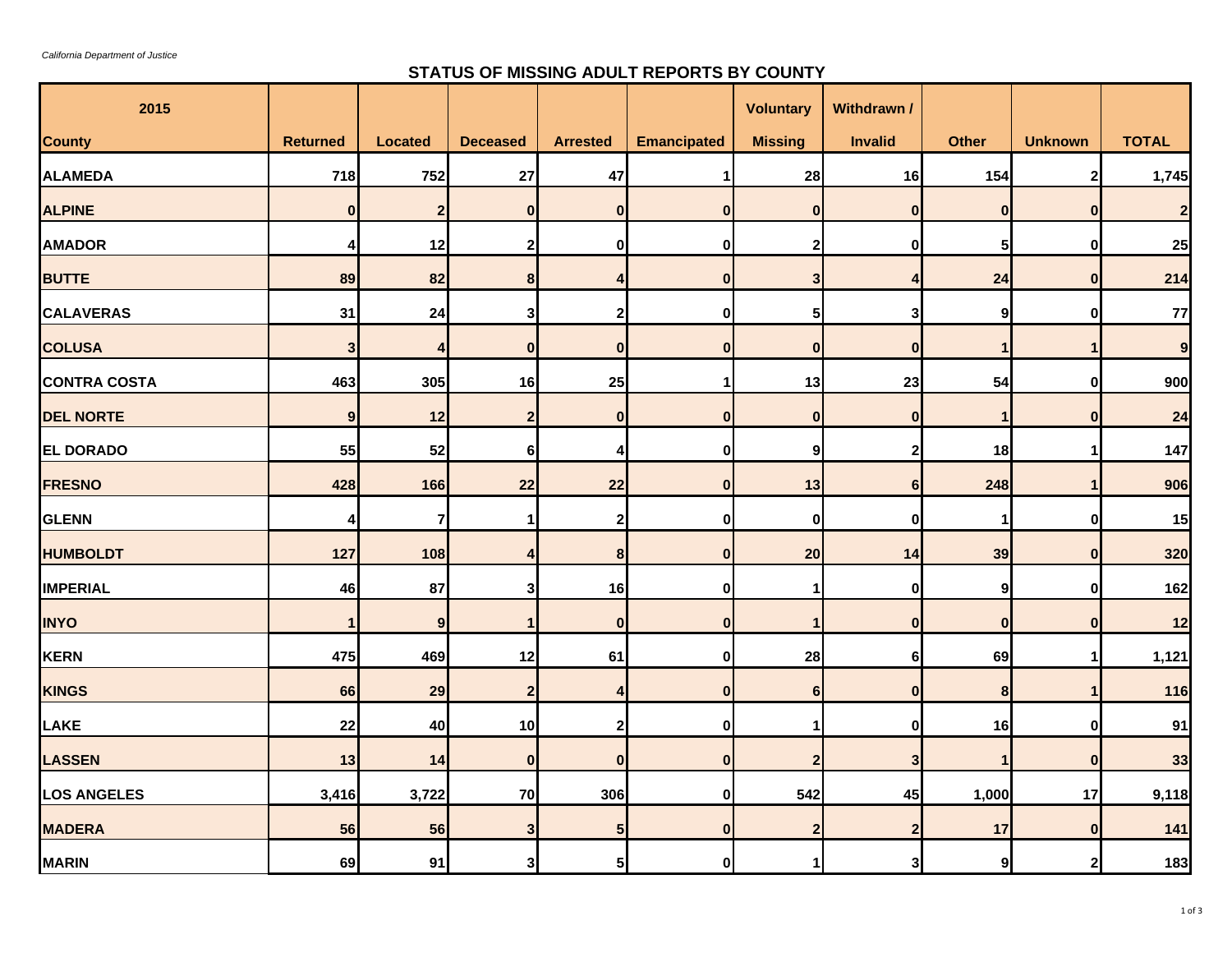*California Department of Justice*

## STATUS OF MISSING ADULT REPORTS BY COUNTY

| 2015<br>County | Returned | Located | Deceased | Arrested | Emancipated | Voluntary<br>Missing | Withdrawn /<br>Invalid | Other | Unknown | TOTAL |
|---|---|---|---|---|---|---|---|---|---|---|
| ALAMEDA | 718 | 752 | 27 | 47 | 1 | 28 | 16 | 154 | 2 | 1,745 |
| ALPINE | 0 | 2 | 0 | 0 | 0 | 0 | 0 | 0 | 0 | 2 |
| AMADOR | 4 | 12 | 2 | 0 | 0 | 2 | 0 | 5 | 0 | 25 |
| BUTTE | 89 | 82 | 8 | 4 | 0 | 3 | 4 | 24 | 0 | 214 |
| CALAVERAS | 31 | 24 | 3 | 2 | 0 | 5 | 3 | 9 | 0 | 77 |
| COLUSA | 3 | 4 | 0 | 0 | 0 | 0 | 0 | 1 | 1 | 9 |
| CONTRA COSTA | 463 | 305 | 16 | 25 | 1 | 13 | 23 | 54 | 0 | 900 |
| DEL NORTE | 9 | 12 | 2 | 0 | 0 | 0 | 0 | 1 | 0 | 24 |
| EL DORADO | 55 | 52 | 6 | 4 | 0 | 9 | 2 | 18 | 1 | 147 |
| FRESNO | 428 | 166 | 22 | 22 | 0 | 13 | 6 | 248 | 1 | 906 |
| GLENN | 4 | 7 | 1 | 2 | 0 | 0 | 0 | 1 | 0 | 15 |
| HUMBOLDT | 127 | 108 | 4 | 8 | 0 | 20 | 14 | 39 | 0 | 320 |
| IMPERIAL | 46 | 87 | 3 | 16 | 0 | 1 | 0 | 9 | 0 | 162 |
| INYO | 1 | 9 | 1 | 0 | 0 | 1 | 0 | 0 | 0 | 12 |
| KERN | 475 | 469 | 12 | 61 | 0 | 28 | 6 | 69 | 1 | 1,121 |
| KINGS | 66 | 29 | 2 | 4 | 0 | 6 | 0 | 8 | 1 | 116 |
| LAKE | 22 | 40 | 10 | 2 | 0 | 1 | 0 | 16 | 0 | 91 |
| LASSEN | 13 | 14 | 0 | 0 | 0 | 2 | 3 | 1 | 0 | 33 |
| LOS ANGELES | 3,416 | 3,722 | 70 | 306 | 0 | 542 | 45 | 1,000 | 17 | 9,118 |
| MADERA | 56 | 56 | 3 | 5 | 0 | 2 | 2 | 17 | 0 | 141 |
| MARIN | 69 | 91 | 3 | 5 | 0 | 1 | 3 | 9 | 2 | 183 |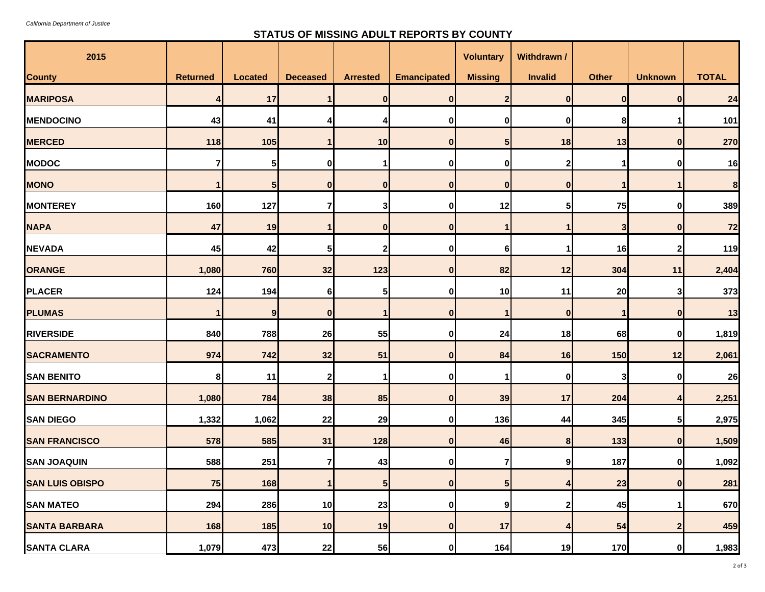*California Department of Justice*

## STATUS OF MISSING ADULT REPORTS BY COUNTY

| 2015<br>County | Returned | Located | Deceased | Arrested | Emancipated | Voluntary Missing | Withdrawn / Invalid | Other | Unknown | TOTAL |
|---|---|---|---|---|---|---|---|---|---|---|
| **MARIPOSA** | 4 | 17 | 1 | 0 | 0 | 2 | 0 | 0 | 0 | 24 |
| **MENDOCINO** | 43 | 41 | 4 | 4 | 0 | 0 | 0 | 8 | 1 | 101 |
| **MERCED** | 118 | 105 | 1 | 10 | 0 | 5 | 18 | 13 | 0 | 270 |
| **MODOC** | 7 | 5 | 0 | 1 | 0 | 0 | 2 | 1 | 0 | 16 |
| **MONO** | 1 | 5 | 0 | 0 | 0 | 0 | 0 | 1 | 1 | 8 |
| **MONTEREY** | 160 | 127 | 7 | 3 | 0 | 12 | 5 | 75 | 0 | 389 |
| **NAPA** | 47 | 19 | 1 | 0 | 0 | 1 | 1 | 3 | 0 | 72 |
| **NEVADA** | 45 | 42 | 5 | 2 | 0 | 6 | 1 | 16 | 2 | 119 |
| **ORANGE** | 1,080 | 760 | 32 | 123 | 0 | 82 | 12 | 304 | 11 | 2,404 |
| **PLACER** | 124 | 194 | 6 | 5 | 0 | 10 | 11 | 20 | 3 | 373 |
| **PLUMAS** | 1 | 9 | 0 | 1 | 0 | 1 | 0 | 1 | 0 | 13 |
| **RIVERSIDE** | 840 | 788 | 26 | 55 | 0 | 24 | 18 | 68 | 0 | 1,819 |
| **SACRAMENTO** | 974 | 742 | 32 | 51 | 0 | 84 | 16 | 150 | 12 | 2,061 |
| **SAN BENITO** | 8 | 11 | 2 | 1 | 0 | 1 | 0 | 3 | 0 | 26 |
| **SAN BERNARDINO** | 1,080 | 784 | 38 | 85 | 0 | 39 | 17 | 204 | 4 | 2,251 |
| **SAN DIEGO** | 1,332 | 1,062 | 22 | 29 | 0 | 136 | 44 | 345 | 5 | 2,975 |
| **SAN FRANCISCO** | 578 | 585 | 31 | 128 | 0 | 46 | 8 | 133 | 0 | 1,509 |
| **SAN JOAQUIN** | 588 | 251 | 7 | 43 | 0 | 7 | 9 | 187 | 0 | 1,092 |
| **SAN LUIS OBISPO** | 75 | 168 | 1 | 5 | 0 | 5 | 4 | 23 | 0 | 281 |
| **SAN MATEO** | 294 | 286 | 10 | 23 | 0 | 9 | 2 | 45 | 1 | 670 |
| **SANTA BARBARA** | 168 | 185 | 10 | 19 | 0 | 17 | 4 | 54 | 2 | 459 |
| **SANTA CLARA** | 1,079 | 473 | 22 | 56 | 0 | 164 | 19 | 170 | 0 | 1,983 |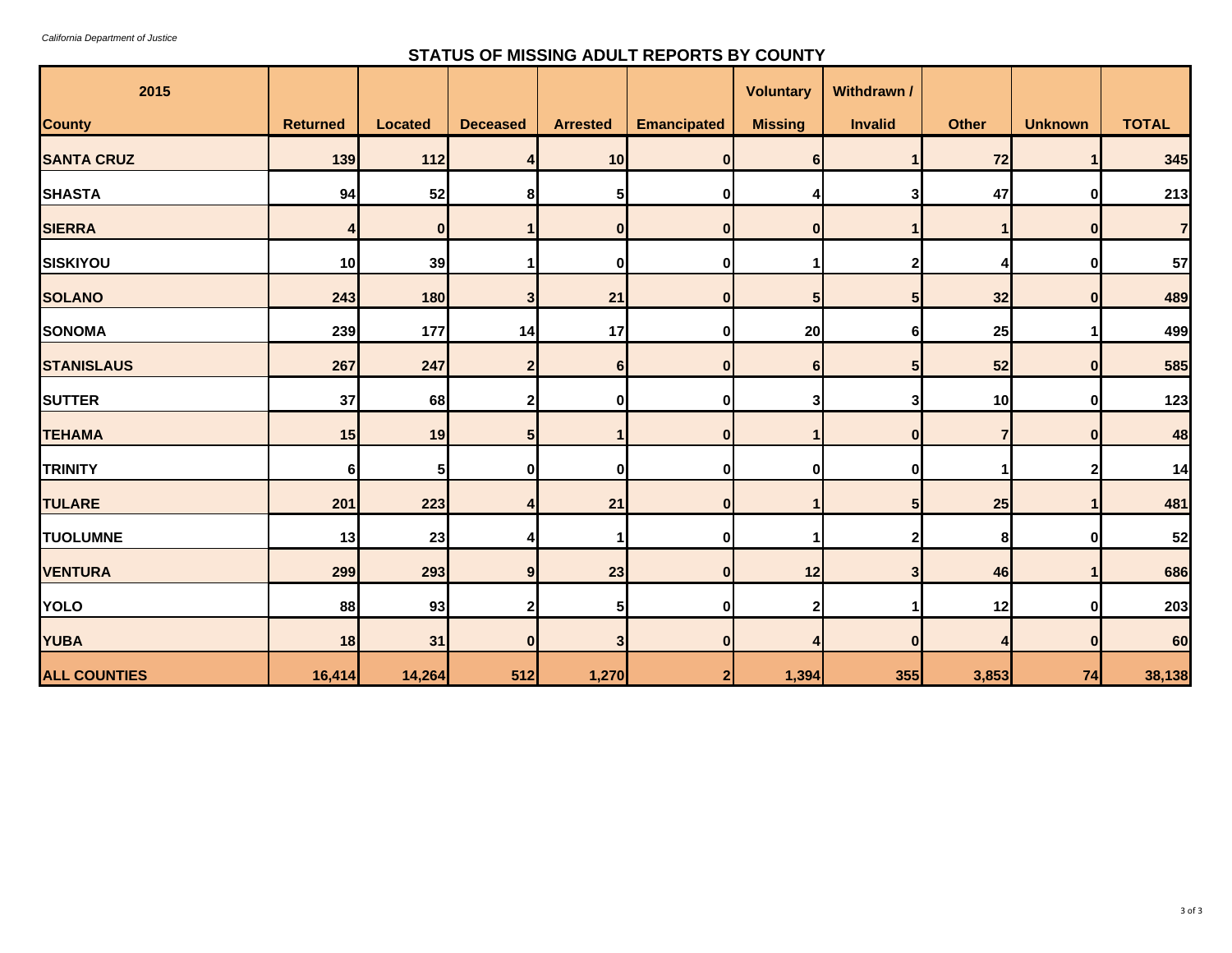*California Department of Justice*

## STATUS OF MISSING ADULT REPORTS BY COUNTY

| 2015<br>County | Returned | Located | Deceased | Arrested | Emancipated | Voluntary Missing | Withdrawn / Invalid | Other | Unknown | TOTAL |
|---|---|---|---|---|---|---|---|---|---|---|
| SANTA CRUZ | 139 | 112 | 4 | 10 | 0 | 6 | 1 | 72 | 1 | 345 |
| SHASTA | 94 | 52 | 8 | 5 | 0 | 4 | 3 | 47 | 0 | 213 |
| SIERRA | 4 | 0 | 1 | 0 | 0 | 0 | 1 | 1 | 0 | 7 |
| SISKIYOU | 10 | 39 | 1 | 0 | 0 | 1 | 2 | 4 | 0 | 57 |
| SOLANO | 243 | 180 | 3 | 21 | 0 | 5 | 5 | 32 | 0 | 489 |
| SONOMA | 239 | 177 | 14 | 17 | 0 | 20 | 6 | 25 | 1 | 499 |
| STANISLAUS | 267 | 247 | 2 | 6 | 0 | 6 | 5 | 52 | 0 | 585 |
| SUTTER | 37 | 68 | 2 | 0 | 0 | 3 | 3 | 10 | 0 | 123 |
| TEHAMA | 15 | 19 | 5 | 1 | 0 | 1 | 0 | 7 | 0 | 48 |
| TRINITY | 6 | 5 | 0 | 0 | 0 | 0 | 0 | 1 | 2 | 14 |
| TULARE | 201 | 223 | 4 | 21 | 0 | 1 | 5 | 25 | 1 | 481 |
| TUOLUMNE | 13 | 23 | 4 | 1 | 0 | 1 | 2 | 8 | 0 | 52 |
| VENTURA | 299 | 293 | 9 | 23 | 0 | 12 | 3 | 46 | 1 | 686 |
| YOLO | 88 | 93 | 2 | 5 | 0 | 2 | 1 | 12 | 0 | 203 |
| YUBA | 18 | 31 | 0 | 3 | 0 | 4 | 0 | 4 | 0 | 60 |
| ALL COUNTIES | 16,414 | 14,264 | 512 | 1,270 | 2 | 1,394 | 355 | 3,853 | 74 | 38,138 |